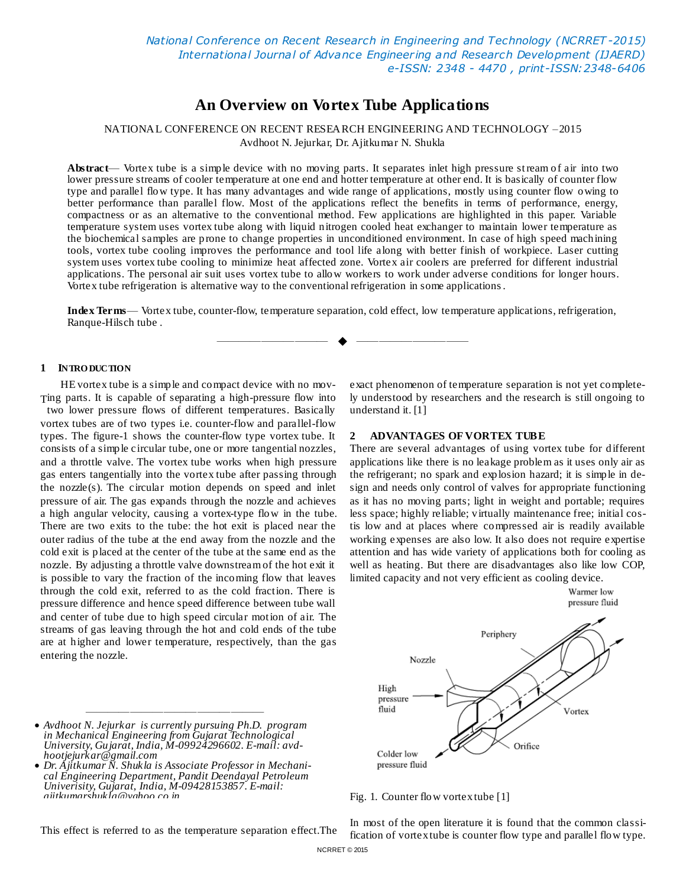# An Overview on Vortex Tube Applications

NATIONAL CONFERENCE ON RECENT RESEARCH ENGINEERING AND TECHNOLOGY –2015

Avdhoot N. Jejurkar, Dr. Ajitkumar N. Shukla

**Abstract**— Vortex tube is a simple device with no moving parts. It separates inlet high pressure stream of air into two lower pressure streams of cooler temperature at one end and hotter temperature at other end. It is basically of counter flow type and parallel flow type. It has many advantages and wide range of applications, mostly using counter flow owing to better performance than parallel flow. Most of the applications reflect the benefits in terms of performance, energy, compactness or as an alternative to the conventional method. Few applications are highlighted in this paper. Variable temperature system uses vortex tube along with liquid nitrogen cooled heat exchanger to maintain lower temperature as the biochemical samples are prone to change properties in unconditioned environment. In case of high speed machining tools, vortex tube cooling improves the performance and tool life along with better finish of workpiece. Laser cutting system uses vortex tube cooling to minimize heat affected zone. Vortex air coolers are preferred for different industrial applications. The personal air suit uses vortex tube to allow workers to work under adverse conditions for longer hours. Vortex tube refrigeration is alternative way to the conventional refrigeration in some applications.

**Index Terms**— Vortex tube, counter-flow, temperature separation, cold effect, low temperature applications, refrigeration, Ranque-Hilsch tube .

## 1 Introduction

THE vortex tube is a simple and compact device with no moving parts. It is capable of separating a high-pressure flow into two lower pressure flows of different temperatures. Basically vortex tubes are of two types i.e. counter-flow and parallel-flow types. The figure-1 shows the counter-flow type vortex tube. It consists of a simple circular tube, one or more tangential nozzles, and a throttle valve. The vortex tube works when high pressure gas enters tangentially into the vortex tube after passing through the nozzle(s). The circular motion depends on speed and inlet pressure of air. The gas expands through the nozzle and achieves a high angular velocity, causing a vortex-type flow in the tube. There are two exits to the tube: the hot exit is placed near the outer radius of the tube at the end away from the nozzle and the cold exit is placed at the center of the tube at the same end as the nozzle. By adjusting a throttle valve downstream of the hot exit it is possible to vary the fraction of the incoming flow that leaves through the cold exit, referred to as the cold fraction. There is pressure difference and hence speed difference between tube wall and center of tube due to high speed circular motion of air. The streams of gas leaving through the hot and cold ends of the tube are at higher and lower temperature, respectively, than the gas entering the nozzle.

- *Avdhoot N. Jejurkar is currently pursuing Ph.D. program in Mechanical Engineering from Gujarat Technological University, Gujarat, India, M-09924296602. E-mail: avdhootjejurkar@gmail.com*
- *Dr. Ajitkumar N. Shukla is Associate Professor in Mechanical Engineering Department, Pandit Deendayal Petroleum Univerisity, Gujarat, India, M-09428153857. E-mail: ajitkumarshukla@yahoo.co.in*

This effect is referred to as the temperature separation effect.The exact phenomenon of temperature separation is not yet completely understood by researchers and the research is still ongoing to understand it. [1]

## 2 Advantages of Vortex Tube

There are several advantages of using vortex tube for different applications like there is no leakage problem as it uses only air as the refrigerant; no spark and explosion hazard; it is simple in design and needs only control of valves for appropriate functioning as it has no moving parts; light in weight and portable; requires less space; highly reliable; virtually maintenance free; initial costis low and at places where compressed air is readily available working expenses are also low. It also does not require expertise attention and has wide variety of applications both for cooling as well as heating. But there are disadvantages also like low COP, limited capacity and not very efficient as cooling device.

Fig. 1. Counter flow vortex tube [1]

In most of the open literature it is found that the common classification of vortex tube is counter flow type and parallel flow type.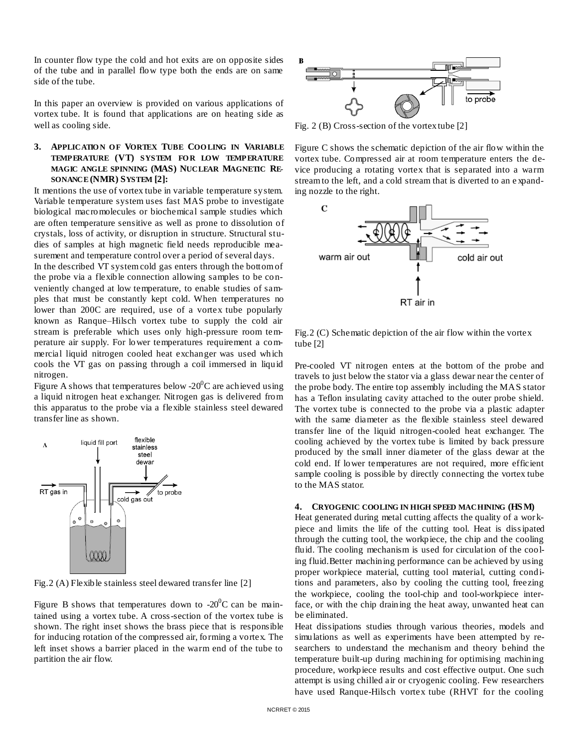In counter flow type the cold and hot exits are on opposite sides of the tube and in parallel flow type both the ends are on same side of the tube.

In this paper an overview is provided on various applications of vortex tube. It is found that applications are on heating side as well as cooling side.

## 3. Application of Vortex Tube Cooling in Variable Temperature (VT) System for Low Temperature Magic Angle Spinning (MAS) Nuclear Magnetic Resonance (NMR) System [2]:

It mentions the use of vortex tube in variable temperature system. Variable temperature system uses fast MAS probe to investigate biological macromolecules or biochemical sample studies which are often temperature sensitive as well as prone to dissolution of crystals, loss of activity, or disruption in structure. Structural studies of samples at high magnetic field needs reproducible measurement and temperature control over a period of several days.

In the described VT system cold gas enters through the bottom of the probe via a flexible connection allowing samples to be conveniently changed at low temperature, to enable studies of samples that must be constantly kept cold. When temperatures no lower than 200C are required, use of a vortex tube popularly known as Ranque–Hilsch vortex tube to supply the cold air stream is preferable which uses only high-pressure room temperature air supply. For lower temperatures requirement a commercial liquid nitrogen cooled heat exchanger was used which cools the VT gas on passing through a coil immersed in liquid nitrogen.

Figure A shows that temperatures below -20$^0$C are achieved using a liquid nitrogen heat exchanger. Nitrogen gas is delivered from this apparatus to the probe via a flexible stainless steel dewared transfer line as shown.

Fig.2 (A) Flexible stainless steel dewared transfer line [2]

Figure B shows that temperatures down to -20$^0$C can be maintained using a vortex tube. A cross-section of the vortex tube is shown. The right inset shows the brass piece that is responsible for inducing rotation of the compressed air, forming a vortex. The left inset shows a barrier placed in the warm end of the tube to partition the air flow.

Fig. 2 (B) Cross-section of the vortex tube [2]

Figure C shows the schematic depiction of the air flow within the vortex tube. Compressed air at room temperature enters the device producing a rotating vortex that is separated into a warm stream to the left, and a cold stream that is diverted to an expanding nozzle to the right.

Fig.2 (C) Schematic depiction of the air flow within the vortex tube [2]

Pre-cooled VT nitrogen enters at the bottom of the probe and travels to just below the stator via a glass dewar near the center of the probe body. The entire top assembly including the MAS stator has a Teflon insulating cavity attached to the outer probe shield. The vortex tube is connected to the probe via a plastic adapter with the same diameter as the flexible stainless steel dewared transfer line of the liquid nitrogen-cooled heat exchanger. The cooling achieved by the vortex tube is limited by back pressure produced by the small inner diameter of the glass dewar at the cold end. If lower temperatures are not required, more efficient sample cooling is possible by directly connecting the vortex tube to the MAS stator.

## 4. Cryogenic Cooling in High Speed Machining (HSM)

Heat generated during metal cutting affects the quality of a workpiece and limits the life of the cutting tool. Heat is dissipated through the cutting tool, the workpiece, the chip and the cooling fluid. The cooling mechanism is used for circulation of the cooling fluid. Better machining performance can be achieved by using proper workpiece material, cutting tool material, cutting conditions and parameters, also by cooling the cutting tool, freezing the workpiece, cooling the tool-chip and tool-workpiece interface, or with the chip draining the heat away, unwanted heat can be eliminated.

Heat dissipations studies through various theories, models and simulations as well as experiments have been attempted by researchers to understand the mechanism and theory behind the temperature built-up during machining for optimising machining procedure, workpiece results and cost effective output. One such attempt is using chilled air or cryogenic cooling. Few researchers have used Ranque-Hilsch vortex tube (RHVT for the cooling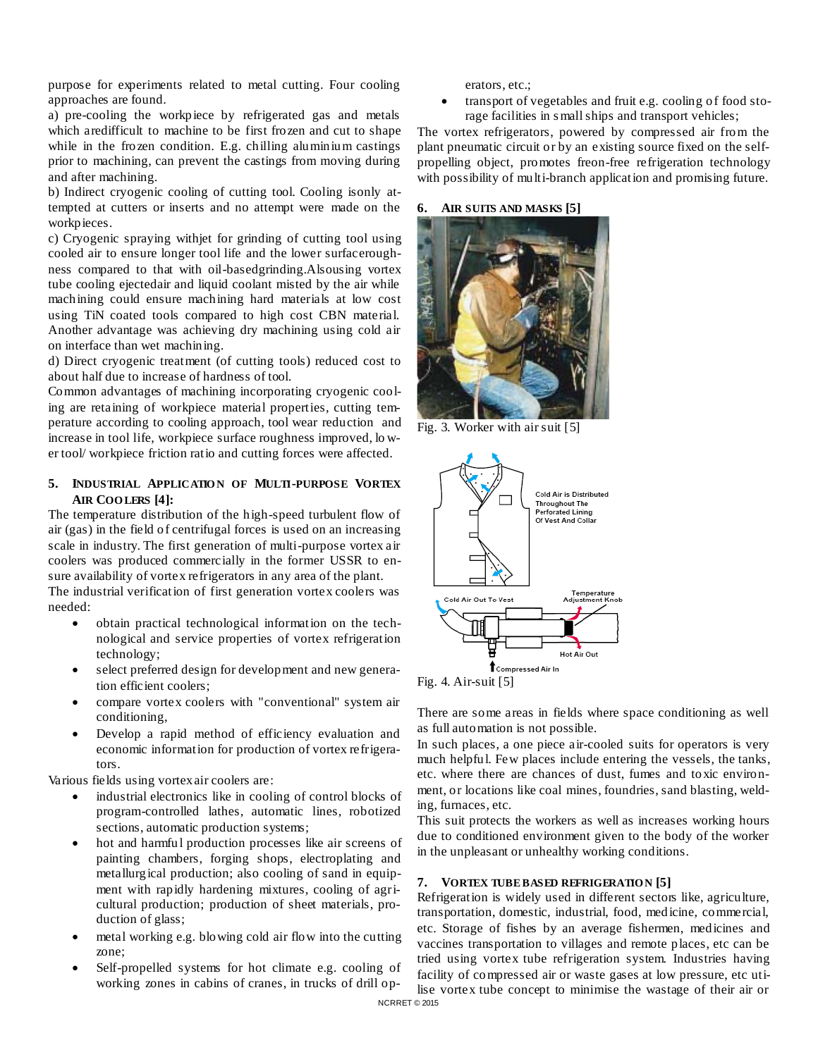purpose for experiments related to metal cutting. Four cooling approaches are found.

a) pre-cooling the workpiece by refrigerated gas and metals which aredifficult to machine to be first frozen and cut to shape while in the frozen condition. E.g. chilling aluminium castings prior to machining, can prevent the castings from moving during and after machining.

b) Indirect cryogenic cooling of cutting tool. Cooling isonly attempted at cutters or inserts and no attempt were made on the workpieces.

c) Cryogenic spraying withjet for grinding of cutting tool using cooled air to ensure longer tool life and the lower surfaceroughness compared to that with oil-basedgrinding.Alsousing vortex tube cooling ejectedair and liquid coolant misted by the air while machining could ensure machining hard materials at low cost using TiN coated tools compared to high cost CBN material. Another advantage was achieving dry machining using cold air on interface than wet machining.

d) Direct cryogenic treatment (of cutting tools) reduced cost to about half due to increase of hardness of tool.

Common advantages of machining incorporating cryogenic cooling are retaining of workpiece material properties, cutting temperature according to cooling approach, tool wear reduction and increase in tool life, workpiece surface roughness improved, lower tool/ workpiece friction ratio and cutting forces were affected.

## 5. Industrial Application of Multi-purpose Vortex Air Coolers [4]:

The temperature distribution of the high-speed turbulent flow of air (gas) in the field of centrifugal forces is used on an increasing scale in industry. The first generation of multi-purpose vortex air coolers was produced commercially in the former USSR to ensure availability of vortex refrigerators in any area of the plant.

The industrial verification of first generation vortex coolers was needed:

- obtain practical technological information on the technological and service properties of vortex refrigeration technology;
- select preferred design for development and new generation efficient coolers;
- compare vortex coolers with "conventional" system air conditioning,
- Develop a rapid method of efficiency evaluation and economic information for production of vortex refrigerators.

Various fields using vortex air coolers are:

- industrial electronics like in cooling of control blocks of program-controlled lathes, automatic lines, robotized sections, automatic production systems;
- hot and harmful production processes like air screens of painting chambers, forging shops, electroplating and metallurgical production; also cooling of sand in equipment with rapidly hardening mixtures, cooling of agricultural production; production of sheet materials, production of glass;
- metal working e.g. blowing cold air flow into the cutting zone;
- Self-propelled systems for hot climate e.g. cooling of working zones in cabins of cranes, in trucks of drill operators, etc.;
- transport of vegetables and fruit e.g. cooling of food storage facilities in small ships and transport vehicles;

The vortex refrigerators, powered by compressed air from the plant pneumatic circuit or by an existing source fixed on the self-propelling object, promotes freon-free refrigeration technology with possibility of multi-branch application and promising future.

## 6. Air Suits and Masks [5]

Fig. 3. Worker with air suit [5]

Fig. 4. Air-suit [5]

There are some areas in fields where space conditioning as well as full automation is not possible.

In such places, a one piece air-cooled suits for operators is very much helpful. Few places include entering the vessels, the tanks, etc. where there are chances of dust, fumes and toxic environment, or locations like coal mines, foundries, sand blasting, welding, furnaces, etc.

This suit protects the workers as well as increases working hours due to conditioned environment given to the body of the worker in the unpleasant or unhealthy working conditions.

## 7. Vortex Tube Based Refrigeration [5]

Refrigeration is widely used in different sectors like, agriculture, transportation, domestic, industrial, food, medicine, commercial, etc. Storage of fishes by an average fishermen, medicines and vaccines transportation to villages and remote places, etc can be tried using vortex tube refrigeration system. Industries having facility of compressed air or waste gases at low pressure, etc utilise vortex tube concept to minimise the wastage of their air or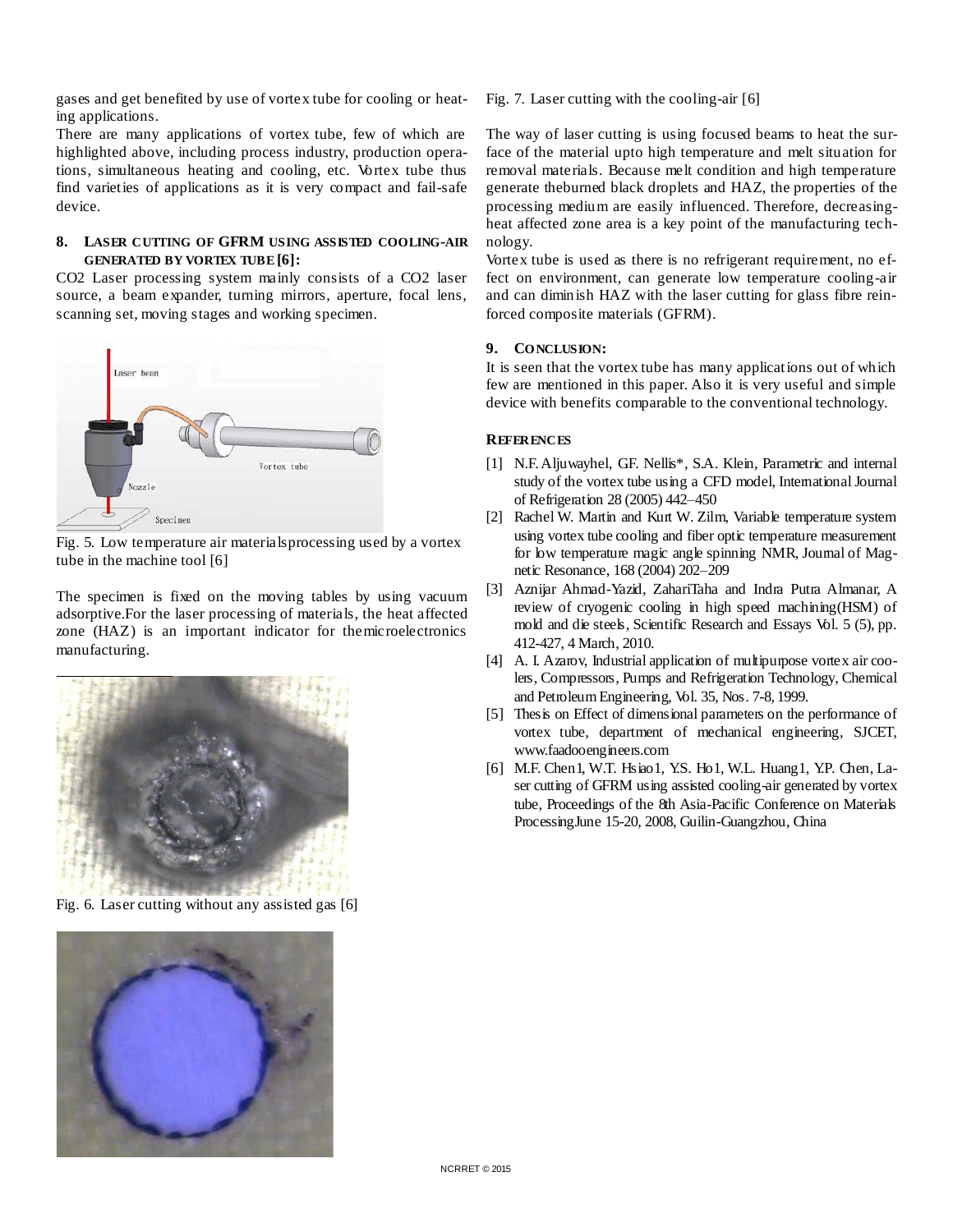gases and get benefited by use of vortex tube for cooling or heating applications.

There are many applications of vortex tube, few of which are highlighted above, including process industry, production operations, simultaneous heating and cooling, etc. Vortex tube thus find varieties of applications as it is very compact and fail-safe device.

## 8. LASER CUTTING OF GFRM USING ASSISTED COOLING-AIR GENERATED BY VORTEX TUBE [6]:

CO2 Laser processing system mainly consists of a CO2 laser source, a beam expander, turning mirrors, aperture, focal lens, scanning set, moving stages and working specimen.

Laser bean

Vortex tube

Nozzle

Specimen

Fig. 5. Low temperature air materialsprocessing used by a vortex tube in the machine tool [6]

The specimen is fixed on the moving tables by using vacuum adsorptive.For the laser processing of materials, the heat affected zone (HAZ) is an important indicator for themicroelectronics manufacturing.

Fig. 6. Laser cutting without any assisted gas [6]

Fig. 7. Laser cutting with the cooling-air [6]

The way of laser cutting is using focused beams to heat the surface of the material upto high temperature and melt situation for removal materials. Because melt condition and high temperature generate theburned black droplets and HAZ, the properties of the processing medium are easily influenced. Therefore, decreasingheat affected zone area is a key point of the manufacturing technology.

Vortex tube is used as there is no refrigerant requirement, no effect on environment, can generate low temperature cooling-air and can diminish HAZ with the laser cutting for glass fibre reinforced composite materials (GFRM).

## 9. CONCLUSION:

It is seen that the vortex tube has many applications out of which few are mentioned in this paper. Also it is very useful and simple device with benefits comparable to the conventional technology.

## REFERENCES

[1] N.F. Aljuwayhel, GF. Nellis*, S.A. Klein, Parametric and internal study of the vortex tube using a CFD model, International Journal of Refrigeration 28 (2005) 442–450

[2] Rachel W. Martin and Kurt W. Zilm, Variable temperature system using vortex tube cooling and fiber optic temperature measurement for low temperature magic angle spinning NMR, Journal of Magnetic Resonance, 168 (2004) 202–209

[3] Aznijar Ahmad-Yazid, ZahariTaha and Indra Putra Almanar, A review of cryogenic cooling in high speed machining(HSM) of mold and die steels, Scientific Research and Essays Vol. 5 (5), pp. 412-427, 4 March, 2010.

[4] A. I. Azarov, Industrial application of multipurpose vortex air coolers, Compressors, Pumps and Refrigeration Technology, Chemical and Petroleum Engineering, Vol. 35, Nos. 7-8, 1999.

[5] Thesis on Effect of dimensional parameters on the performance of vortex tube, department of mechanical engineering, SJCET, www.faadooengineers.com

[6] M.F. Chen1, W.T. Hsiao1, Y.S. Ho1, W.L. Huang1, Y.P. Chen, Laser cutting of GFRM using assisted cooling-air generated by vortex tube, Proceedings of the 8th Asia-Pacific Conference on Materials ProcessingJune 15-20, 2008, Guilin-Guangzhou, China